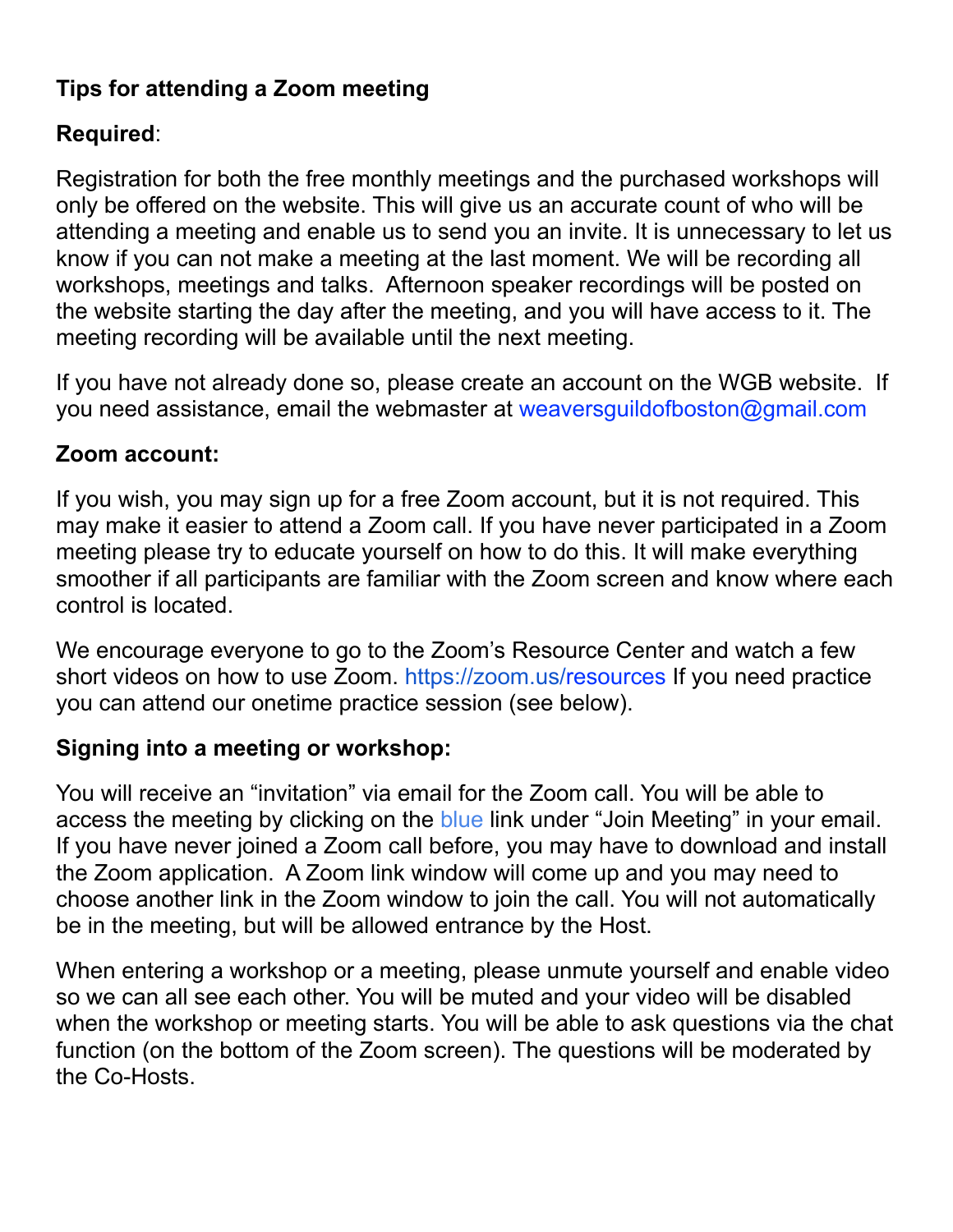## Tips for attending a Zoom meeting

**Required**:

Registration for both the free monthly meetings and the purchased workshops will only be offered on the website. This will give us an accurate count of who will be attending a meeting and enable us to send you an invite. It is unnecessary to let us know if you can not make a meeting at the last moment. We will be recording all workshops, meetings and talks. Afternoon speaker recordings will be posted on the website starting the day after the meeting, and you will have access to it. The meeting recording will be available until the next meeting.

If you have not already done so, please create an account on the WGB website. If you need assistance, email the webmaster at weaversguildofboston@gmail.com

**Zoom account:**

If you wish, you may sign up for a free Zoom account, but it is not required. This may make it easier to attend a Zoom call. If you have never participated in a Zoom meeting please try to educate yourself on how to do this. It will make everything smoother if all participants are familiar with the Zoom screen and know where each control is located.

We encourage everyone to go to the Zoom's Resource Center and watch a few short videos on how to use Zoom. https://zoom.us/resources If you need practice you can attend our onetime practice session (see below).

**Signing into a meeting or workshop:**

You will receive an "invitation" via email for the Zoom call. You will be able to access the meeting by clicking on the blue link under "Join Meeting" in your email. If you have never joined a Zoom call before, you may have to download and install the Zoom application. A Zoom link window will come up and you may need to choose another link in the Zoom window to join the call. You will not automatically be in the meeting, but will be allowed entrance by the Host.

When entering a workshop or a meeting, please unmute yourself and enable video so we can all see each other. You will be muted and your video will be disabled when the workshop or meeting starts. You will be able to ask questions via the chat function (on the bottom of the Zoom screen). The questions will be moderated by the Co-Hosts.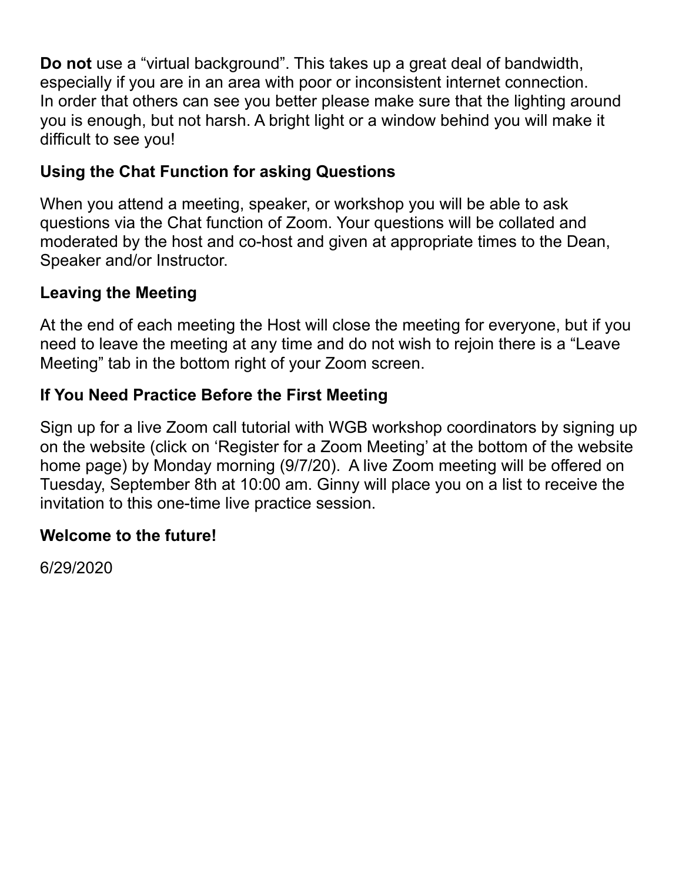**Do not** use a "virtual background". This takes up a great deal of bandwidth, especially if you are in an area with poor or inconsistent internet connection. In order that others can see you better please make sure that the lighting around you is enough, but not harsh. A bright light or a window behind you will make it difficult to see you!

## Using the Chat Function for asking Questions

When you attend a meeting, speaker, or workshop you will be able to ask questions via the Chat function of Zoom. Your questions will be collated and moderated by the host and co-host and given at appropriate times to the Dean, Speaker and/or Instructor.

## Leaving the Meeting

At the end of each meeting the Host will close the meeting for everyone, but if you need to leave the meeting at any time and do not wish to rejoin there is a "Leave Meeting" tab in the bottom right of your Zoom screen.

## If You Need Practice Before the First Meeting

Sign up for a live Zoom call tutorial with WGB workshop coordinators by signing up on the website (click on 'Register for a Zoom Meeting' at the bottom of the website home page) by Monday morning (9/7/20). A live Zoom meeting will be offered on Tuesday, September 8th at 10:00 am. Ginny will place you on a list to receive the invitation to this one-time live practice session.

## Welcome to the future!

6/29/2020